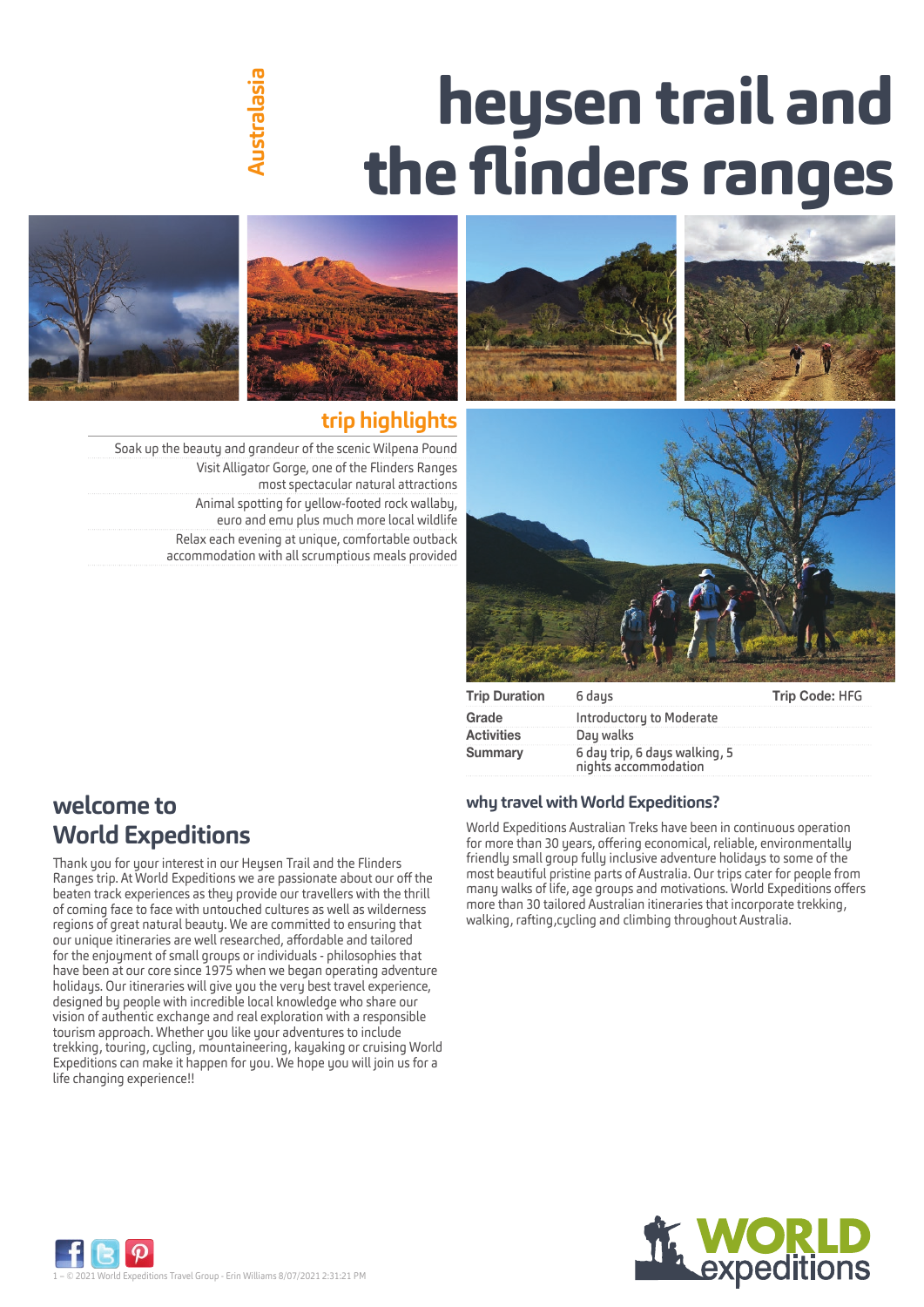Australasia

# heysen trail and the flinders ranges

## trip highlights

- Soak up the beauty and grandeur of the scenic Wilpena Pound
- Visit Alligator Gorge, one of the Flinders Ranges most spectacular natural attractions
- Animal spotting for yellow-footed rock wallaby, euro and emu plus much more local wildlife
- Relax each evening at unique, comfortable outback accommodation with all scrumptious meals provided

| | | |
|---|---|---|
| **Trip Duration** | 6 days | **Trip Code:** HFG |
| **Grade** | Introductory to Moderate | |
| **Activities** | Day walks | |
| **Summary** | 6 day trip, 6 days walking, 5 nights accommodation | |

## welcome to World Expeditions

Thank you for your interest in our Heysen Trail and the Flinders Ranges trip. At World Expeditions we are passionate about our off the beaten track experiences as they provide our travellers with the thrill of coming face to face with untouched cultures as well as wilderness regions of great natural beauty. We are committed to ensuring that our unique itineraries are well researched, affordable and tailored for the enjoyment of small groups or individuals - philosophies that have been at our core since 1975 when we began operating adventure holidays. Our itineraries will give you the very best travel experience, designed by people with incredible local knowledge who share our vision of authentic exchange and real exploration with a responsible tourism approach. Whether you like your adventures to include trekking, touring, cycling, mountaineering, kayaking or cruising World Expeditions can make it happen for you. We hope you will join us for a life changing experience!!

## why travel with World Expeditions?

World Expeditions Australian Treks have been in continuous operation for more than 30 years, offering economical, reliable, environmentally friendly small group fully inclusive adventure holidays to some of the most beautiful pristine parts of Australia. Our trips cater for people from many walks of life, age groups and motivations. World Expeditions offers more than 30 tailored Australian itineraries that incorporate trekking, walking, rafting,cycling and climbing throughout Australia.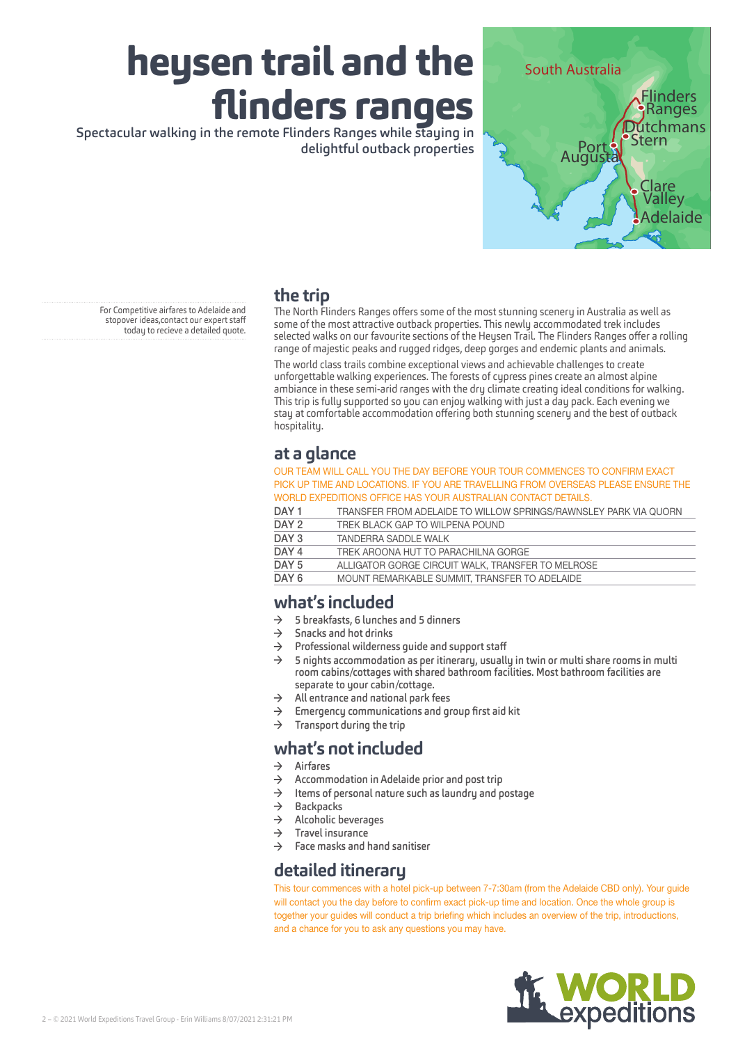# heysen trail and the flinders ranges

Spectacular walking in the remote Flinders Ranges while staying in delightful outback properties

South Australia

Flinders Ranges

Dutchmans Stern

Port Augusta

Clare Valley

Adelaide

For Competitive airfares to Adelaide and stopover ideas,contact our expert staff today to recieve a detailed quote.

## the trip

The North Flinders Ranges offers some of the most stunning scenery in Australia as well as some of the most attractive outback properties. This newly accommodated trek includes selected walks on our favourite sections of the Heysen Trail. The Flinders Ranges offer a rolling range of majestic peaks and rugged ridges, deep gorges and endemic plants and animals.

The world class trails combine exceptional views and achievable challenges to create unforgettable walking experiences. The forests of cypress pines create an almost alpine ambiance in these semi-arid ranges with the dry climate creating ideal conditions for walking. This trip is fully supported so you can enjoy walking with just a day pack. Each evening we stay at comfortable accommodation offering both stunning scenery and the best of outback hospitality.

## at a glance

OUR TEAM WILL CALL YOU THE DAY BEFORE YOUR TOUR COMMENCES TO CONFIRM EXACT PICK UP TIME AND LOCATIONS. IF YOU ARE TRAVELLING FROM OVERSEAS PLEASE ENSURE THE WORLD EXPEDITIONS OFFICE HAS YOUR AUSTRALIAN CONTACT DETAILS.

| | |
|---|---|
| DAY 1 | TRANSFER FROM ADELAIDE TO WILLOW SPRINGS/RAWNSLEY PARK VIA QUORN |
| DAY 2 | TREK BLACK GAP TO WILPENA POUND |
| DAY 3 | TANDERRA SADDLE WALK |
| DAY 4 | TREK AROONA HUT TO PARACHILNA GORGE |
| DAY 5 | ALLIGATOR GORGE CIRCUIT WALK, TRANSFER TO MELROSE |
| DAY 6 | MOUNT REMARKABLE SUMMIT, TRANSFER TO ADELAIDE |

## what's included

- 5 breakfasts, 6 lunches and 5 dinners
- Snacks and hot drinks
- Professional wilderness guide and support staff
- 5 nights accommodation as per itinerary, usually in twin or multi share rooms in multi room cabins/cottages with shared bathroom facilities. Most bathroom facilities are separate to your cabin/cottage.
- All entrance and national park fees
- Emergency communications and group first aid kit
- Transport during the trip

## what's not included

- Airfares
- Accommodation in Adelaide prior and post trip
- Items of personal nature such as laundry and postage
- Backpacks
- Alcoholic beverages
- Travel insurance
- Face masks and hand sanitiser

## detailed itinerary

This tour commences with a hotel pick-up between 7-7:30am (from the Adelaide CBD only). Your guide will contact you the day before to confirm exact pick-up time and location. Once the whole group is together your guides will conduct a trip briefing which includes an overview of the trip, introductions, and a chance for you to ask any questions you may have.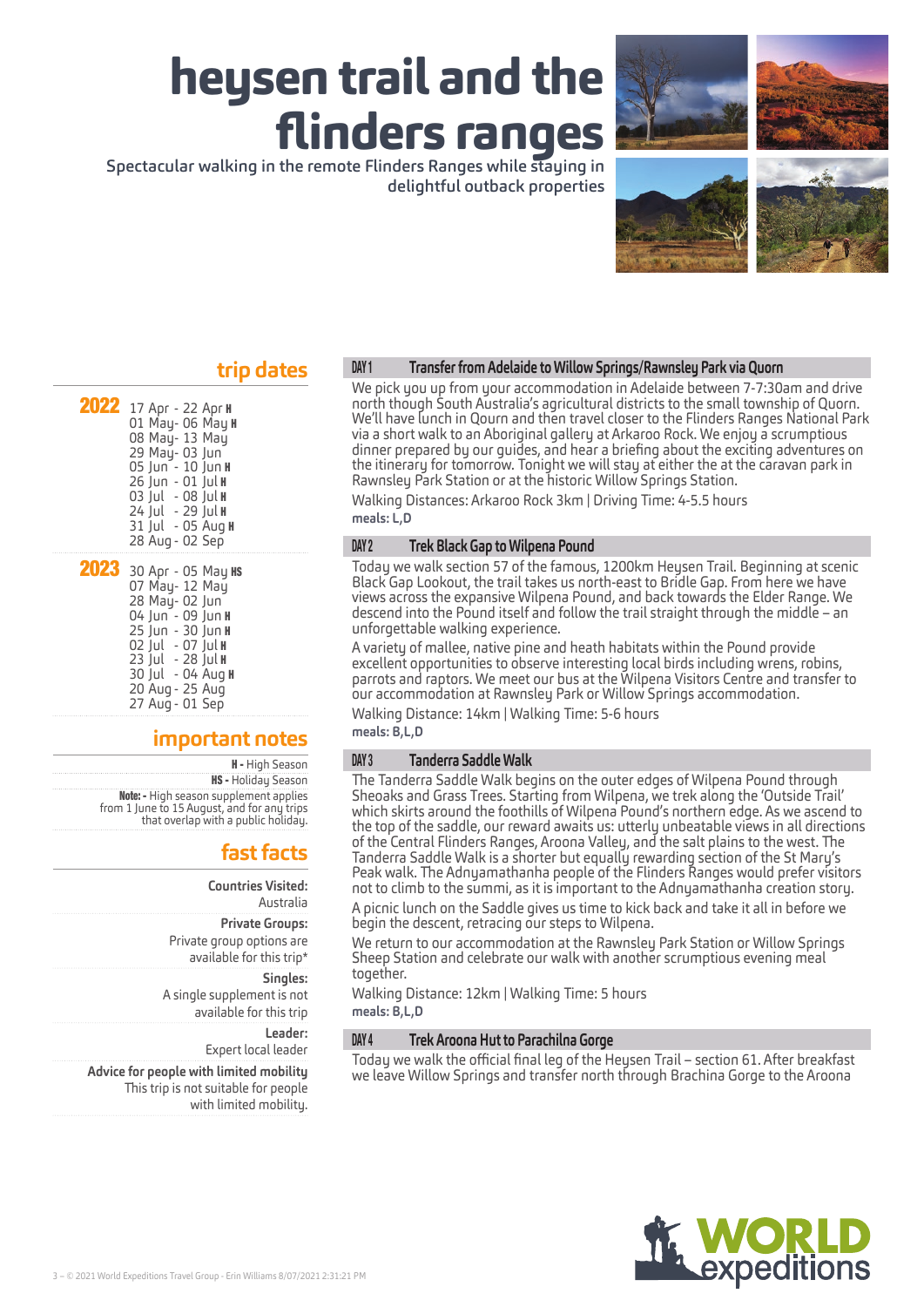# heysen trail and the flinders ranges

Spectacular walking in the remote Flinders Ranges while staying in delightful outback properties

## trip dates

**2022**
- 17 Apr - 22 Apr H
- 01 May- 06 May H
- 08 May- 13 May
- 29 May- 03 Jun
- 05 Jun - 10 Jun H
- 26 Jun - 01 Jul H
- 03 Jul - 08 Jul H
- 24 Jul - 29 Jul H
- 31 Jul - 05 Aug H
- 28 Aug - 02 Sep

**2023**
- 30 Apr - 05 May HS
- 07 May- 12 May
- 28 May- 02 Jun
- 04 Jun - 09 Jun H
- 25 Jun - 30 Jun H
- 02 Jul - 07 Jul H
- 23 Jul - 28 Jul H
- 30 Jul - 04 Aug H
- 20 Aug - 25 Aug
- 27 Aug - 01 Sep

## important notes

**H -** High Season

**HS -** Holiday Season

**Note: -** High season supplement applies from 1 June to 15 August, and for any trips that overlap with a public holiday.

## fast facts

**Countries Visited:**
Australia

**Private Groups:**
Private group options are available for this trip*

**Singles:**
A single supplement is not available for this trip

**Leader:**
Expert local leader

**Advice for people with limited mobility**
This trip is not suitable for people with limited mobility.

### DAY 1 Transfer from Adelaide to Willow Springs/Rawnsley Park via Quorn

We pick you up from your accommodation in Adelaide between 7-7:30am and drive north though South Australia's agricultural districts to the small township of Quorn. We'll have lunch in Qourn and then travel closer to the Flinders Ranges National Park via a short walk to an Aboriginal gallery at Arkaroo Rock. We enjoy a scrumptious dinner prepared by our guides, and hear a briefing about the exciting adventures on the itinerary for tomorrow. Tonight we will stay at either the at the caravan park in Rawnsley Park Station or at the historic Willow Springs Station.

Walking Distances: Arkaroo Rock 3km | Driving Time: 4-5.5 hours

**meals: L,D**

### DAY 2 Trek Black Gap to Wilpena Pound

Today we walk section 57 of the famous, 1200km Heysen Trail. Beginning at scenic Black Gap Lookout, the trail takes us north-east to Bridle Gap. From here we have views across the expansive Wilpena Pound, and back towards the Elder Range. We descend into the Pound itself and follow the trail straight through the middle – an unforgettable walking experience.

A variety of mallee, native pine and heath habitats within the Pound provide excellent opportunities to observe interesting local birds including wrens, robins, parrots and raptors. We meet our bus at the Wilpena Visitors Centre and transfer to our accommodation at Rawnsley Park or Willow Springs accommodation.

Walking Distance: 14km | Walking Time: 5-6 hours

**meals: B,L,D**

### DAY 3 Tanderra Saddle Walk

The Tanderra Saddle Walk begins on the outer edges of Wilpena Pound through Sheoaks and Grass Trees. Starting from Wilpena, we trek along the 'Outside Trail' which skirts around the foothills of Wilpena Pound's northern edge. As we ascend to the top of the saddle, our reward awaits us: utterly unbeatable views in all directions of the Central Flinders Ranges, Aroona Valley, and the salt plains to the west. The Tanderra Saddle Walk is a shorter but equally rewarding section of the St Mary's Peak walk. The Adnyamathanha people of the Flinders Ranges would prefer visitors not to climb to the summi, as it is important to the Adnyamathanha creation story.

A picnic lunch on the Saddle gives us time to kick back and take it all in before we begin the descent, retracing our steps to Wilpena.

We return to our accommodation at the Rawnsley Park Station or Willow Springs Sheep Station and celebrate our walk with another scrumptious evening meal together.

Walking Distance: 12km | Walking Time: 5 hours

**meals: B,L,D**

### DAY 4 Trek Aroona Hut to Parachilna Gorge

Today we walk the official final leg of the Heysen Trail – section 61. After breakfast we leave Willow Springs and transfer north through Brachina Gorge to the Aroona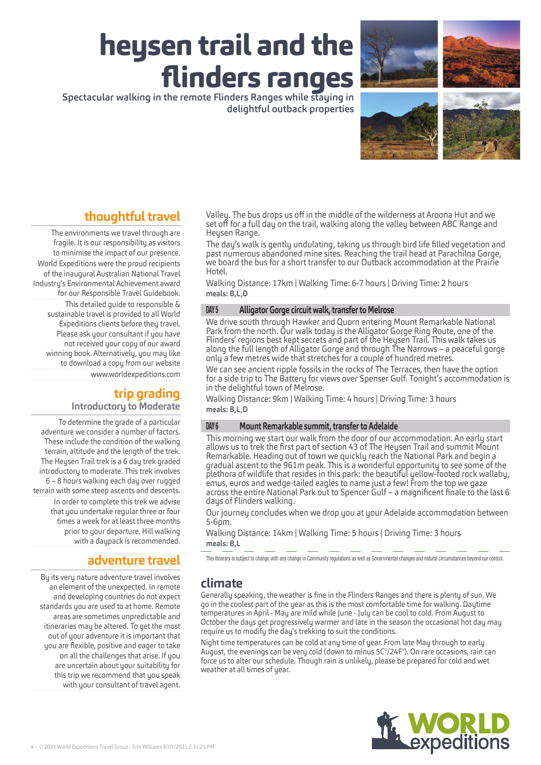# heysen trail and the flinders ranges

Spectacular walking in the remote Flinders Ranges while staying in delightful outback properties

## thoughtful travel

The environments we travel through are fragile. It is our responsibility as visitors to minimise the impact of our presence. World Expeditions were the proud recipients of the inaugural Australian National Travel Industry's Environmental Achievement award for our Responsible Travel Guidebook.

This detailed guide to responsible & sustainable travel is provided to all World Expeditions clients before they travel. Please ask your consultant if you have not received your copy of our award winning book. Alternatively, you may like to download a copy from our website www.worldexpeditions.com

## trip grading

**Introductory to Moderate**

To determine the grade of a particular adventure we consider a number of factors. These include the condition of the walking terrain, altitude and the length of the trek. The Heysen Trail trek is a 6 day trek graded introductory to moderate. This trek involves 6 – 8 hours walking each day over rugged terrain with some steep ascents and descents.

In order to complete this trek we advise that you undertake regular three or four times a week for at least three months prior to your departure. Hill walking with a daypack is recommended.

## adventure travel

By its very nature adventure travel involves an element of the unexpected. In remote and developing countries do not expect standards you are used to at home. Remote areas are sometimes unpredictable and itineraries may be altered. To get the most out of your adventure it is important that you are flexible, positive and eager to take on all the challenges that arise. If you are uncertain about your suitability for this trip we recommend that you speak with your consultant of travel agent.

Valley. The bus drops us off in the middle of the wilderness at Aroona Hut and we set off for a full day on the trail, walking along the valley between ABC Range and Heysen Range.

The day's walk is gently undulating, taking us through bird life filled vegetation and past numerous abandoned mine sites. Reaching the trail head at Parachilna Gorge, we board the bus for a short transfer to our Outback accommodation at the Prairie Hotel.

Walking Distance: 17km | Walking Time: 6-7 hours | Driving Time: 2 hours
**meals: B,L,D**

### DAY 5 Alligator Gorge circuit walk, transfer to Melrose

We drive south through Hawker and Quorn entering Mount Remarkable National Park from the north. Our walk today is the Alligator Gorge Ring Route, one of the Flinders' regions best kept secrets and part of the Heysen Trail. This walk takes us along the full length of Alligator Gorge and through The Narrows – a peaceful gorge only a few metres wide that stretches for a couple of hundred metres.

We can see ancient ripple fossils in the rocks of The Terraces, then have the option for a side trip to The Battery for views over Spenser Gulf. Tonight's accommodation is in the delightful town of Melrose.

Walking Distance: 9km | Walking Time: 4 hours | Driving Time: 3 hours
**meals: B,L,D**

### DAY 6 Mount Remarkable summit, transfer to Adelaide

This morning we start our walk from the door of our accommodation. An early start allows us to trek the first part of section 43 of The Heysen Trail and summit Mount Remarkable. Heading out of town we quickly reach the National Park and begin a gradual ascent to the 961m peak. This is a wonderful opportunity to see some of the plethora of wildlife that resides in this park: the beautiful yellow-footed rock wallaby, emus, euros and wedge-tailed eagles to name just a few! From the top we gaze across the entire National Park out to Spencer Gulf – a magnificent finale to the last 6 days of Flinders walking.

Our journey concludes when we drop you at your Adelaide accommodation between 5-6pm.

Walking Distance: 14km | Walking Time: 5 hours | Driving Time: 3 hours
**meals: B,L**

This itinerary is subject to change with any change in Community regulations as well as Governmental changes and natural circumstances beyond our control.

## climate

Generally speaking, the weather is fine in the Flinders Ranges and there is plenty of sun. We go in the coolest part of the year as this is the most comfortable time for walking. Daytime temperatures in April - May are mild while June - July can be cool to cold. From August to October the days get progressively warmer and late in the season the occasional hot day may require us to modify the day's trekking to suit the conditions.

Night time temperatures can be cold at any time of year. From late May through to early August, the evenings can be very cold (down to minus 5C°/24F°). On rare occasions, rain can force us to alter our schedule. Though rain is unlikely, please be prepared for cold and wet weather at all times of year.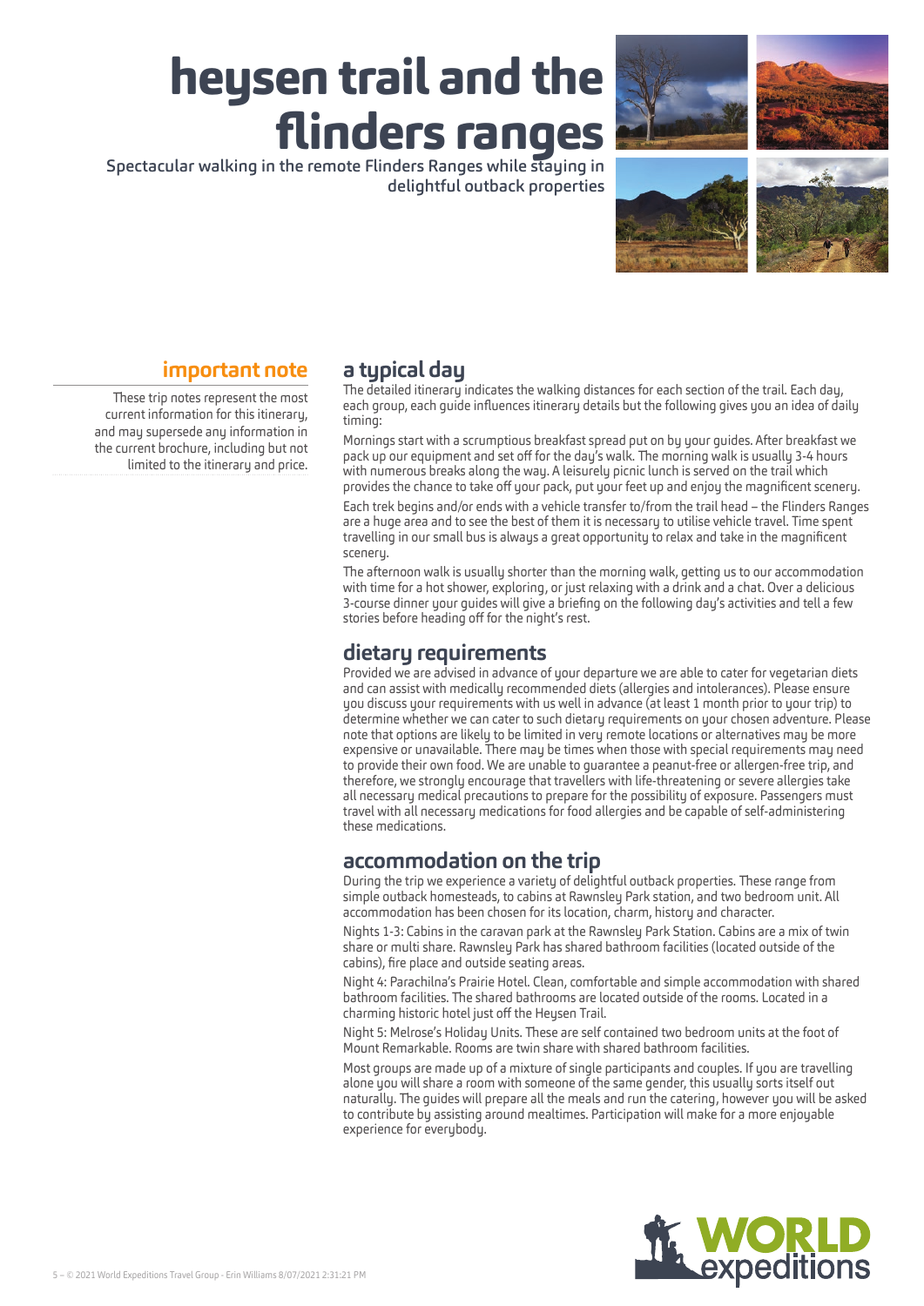# heysen trail and the flinders ranges

Spectacular walking in the remote Flinders Ranges while staying in delightful outback properties

## important note

These trip notes represent the most current information for this itinerary, and may supersede any information in the current brochure, including but not limited to the itinerary and price.

## a typical day

The detailed itinerary indicates the walking distances for each section of the trail. Each day, each group, each guide influences itinerary details but the following gives you an idea of daily timing:

Mornings start with a scrumptious breakfast spread put on by your guides. After breakfast we pack up our equipment and set off for the day's walk. The morning walk is usually 3-4 hours with numerous breaks along the way. A leisurely picnic lunch is served on the trail which provides the chance to take off your pack, put your feet up and enjoy the magnificent scenery.

Each trek begins and/or ends with a vehicle transfer to/from the trail head – the Flinders Ranges are a huge area and to see the best of them it is necessary to utilise vehicle travel. Time spent travelling in our small bus is always a great opportunity to relax and take in the magnificent scenery.

The afternoon walk is usually shorter than the morning walk, getting us to our accommodation with time for a hot shower, exploring, or just relaxing with a drink and a chat. Over a delicious 3-course dinner your guides will give a briefing on the following day's activities and tell a few stories before heading off for the night's rest.

## dietary requirements

Provided we are advised in advance of your departure we are able to cater for vegetarian diets and can assist with medically recommended diets (allergies and intolerances). Please ensure you discuss your requirements with us well in advance (at least 1 month prior to your trip) to determine whether we can cater to such dietary requirements on your chosen adventure. Please note that options are likely to be limited in very remote locations or alternatives may be more expensive or unavailable. There may be times when those with special requirements may need to provide their own food. We are unable to guarantee a peanut-free or allergen-free trip, and therefore, we strongly encourage that travellers with life-threatening or severe allergies take all necessary medical precautions to prepare for the possibility of exposure. Passengers must travel with all necessary medications for food allergies and be capable of self-administering these medications.

## accommodation on the trip

During the trip we experience a variety of delightful outback properties. These range from simple outback homesteads, to cabins at Rawnsley Park station, and two bedroom unit. All accommodation has been chosen for its location, charm, history and character.

Nights 1-3: Cabins in the caravan park at the Rawnsley Park Station. Cabins are a mix of twin share or multi share. Rawnsley Park has shared bathroom facilities (located outside of the cabins), fire place and outside seating areas.

Night 4: Parachilna's Prairie Hotel. Clean, comfortable and simple accommodation with shared bathroom facilities. The shared bathrooms are located outside of the rooms. Located in a charming historic hotel just off the Heysen Trail.

Night 5: Melrose's Holiday Units. These are self contained two bedroom units at the foot of Mount Remarkable. Rooms are twin share with shared bathroom facilities.

Most groups are made up of a mixture of single participants and couples. If you are travelling alone you will share a room with someone of the same gender, this usually sorts itself out naturally. The guides will prepare all the meals and run the catering, however you will be asked to contribute by assisting around mealtimes. Participation will make for a more enjoyable experience for everybody.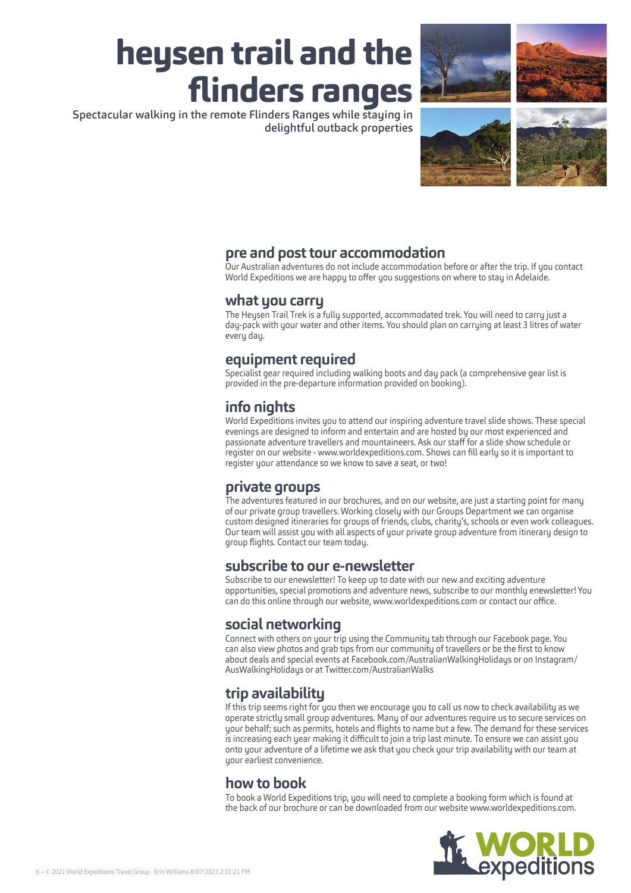# heysen trail and the flinders ranges

Spectacular walking in the remote Flinders Ranges while staying in delightful outback properties

## pre and post tour accommodation

Our Australian adventures do not include accommodation before or after the trip. If you contact World Expeditions we are happy to offer you suggestions on where to stay in Adelaide.

## what you carry

The Heysen Trail Trek is a fully supported, accommodated trek. You will need to carry just a day-pack with your water and other items. You should plan on carrying at least 3 litres of water every day.

## equipment required

Specialist gear required including walking boots and day pack (a comprehensive gear list is provided in the pre-departure information provided on booking).

## info nights

World Expeditions invites you to attend our inspiring adventure travel slide shows. These special evenings are designed to inform and entertain and are hosted by our most experienced and passionate adventure travellers and mountaineers. Ask our staff for a slide show schedule or register on our website - www.worldexpeditions.com. Shows can fill early so it is important to register your attendance so we know to save a seat, or two!

## private groups

The adventures featured in our brochures, and on our website, are just a starting point for many of our private group travellers. Working closely with our Groups Department we can organise custom designed itineraries for groups of friends, clubs, charity's, schools or even work colleagues. Our team will assist you with all aspects of your private group adventure from itinerary design to group flights. Contact our team today.

## subscribe to our e-newsletter

Subscribe to our enewsletter! To keep up to date with our new and exciting adventure opportunities, special promotions and adventure news, subscribe to our monthly enewsletter! You can do this online through our website, www.worldexpeditions.com or contact our office.

## social networking

Connect with others on your trip using the Community tab through our Facebook page. You can also view photos and grab tips from our community of travellers or be the first to know about deals and special events at Facebook.com/AustralianWalkingHolidays or on Instagram/AusWalkingHolidays or at Twitter.com/AustralianWalks

## trip availability

If this trip seems right for you then we encourage you to call us now to check availability as we operate strictly small group adventures. Many of our adventures require us to secure services on your behalf; such as permits, hotels and flights to name but a few. The demand for these services is increasing each year making it difficult to join a trip last minute. To ensure we can assist you onto your adventure of a lifetime we ask that you check your trip availability with our team at your earliest convenience.

## how to book

To book a World Expeditions trip, you will need to complete a booking form which is found at the back of our brochure or can be downloaded from our website www.worldexpeditions.com.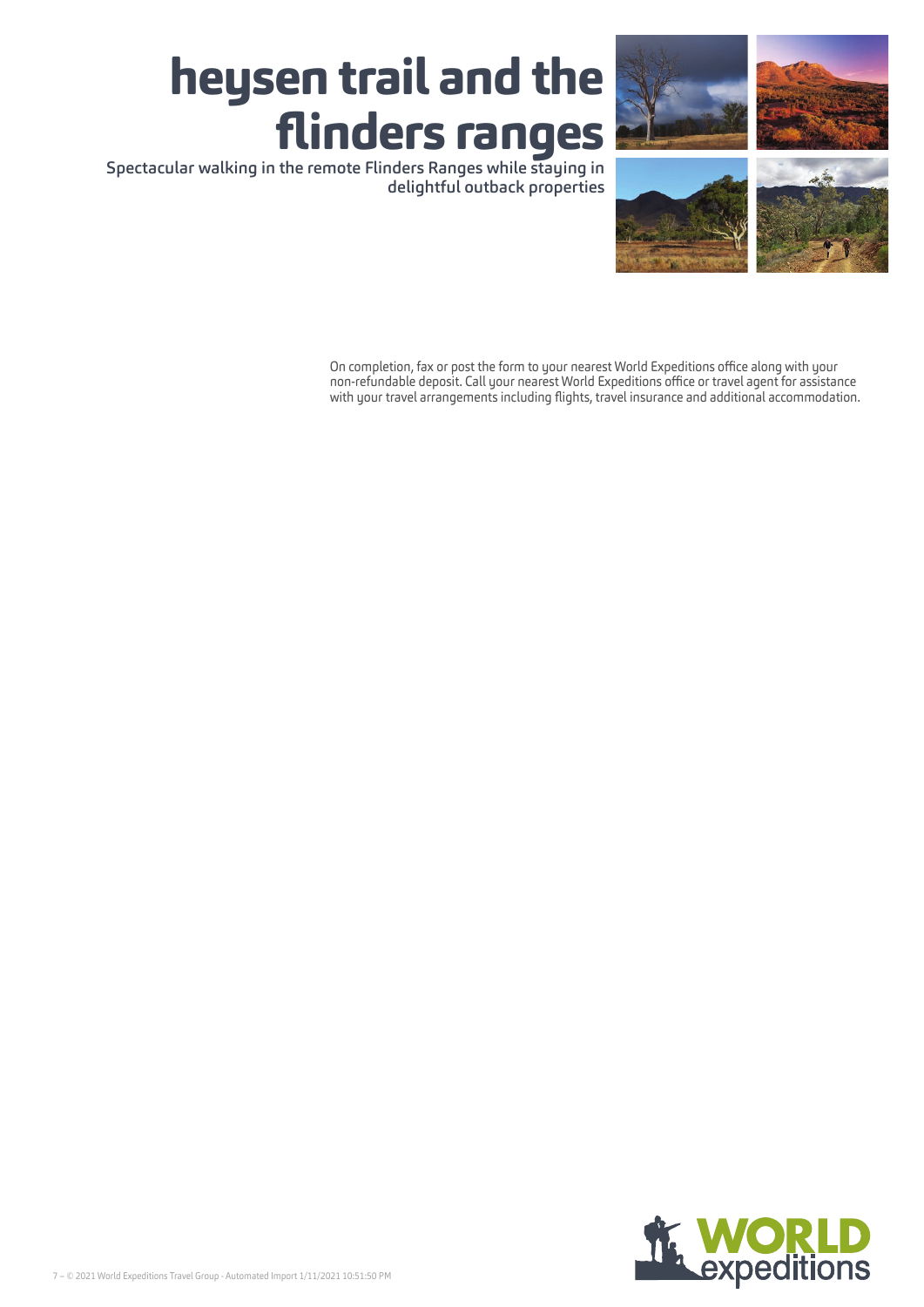# heysen trail and the flinders ranges

Spectacular walking in the remote Flinders Ranges while staying in delightful outback properties

On completion, fax or post the form to your nearest World Expeditions office along with your non-refundable deposit. Call your nearest World Expeditions office or travel agent for assistance with your travel arrangements including flights, travel insurance and additional accommodation.